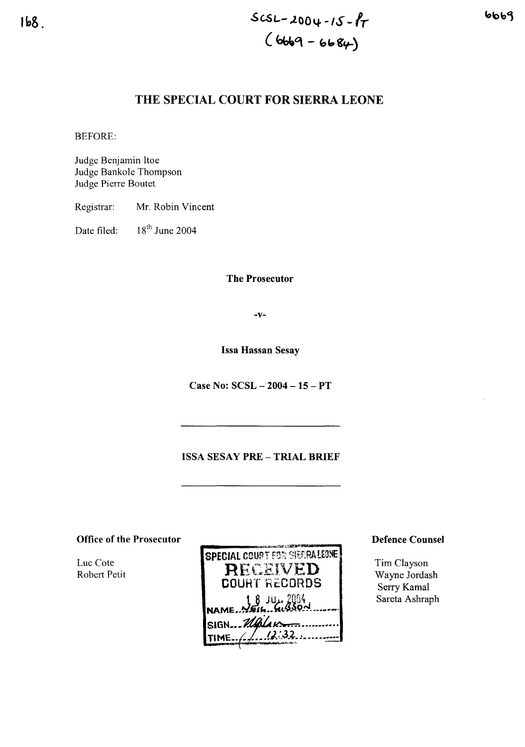SCSL-2004-15-PT
(6669 - 6684)

# THE SPECIAL COURT FOR SIERRA LEONE

BEFORE:

Judge Benjamin Itoe
Judge Bankole Thompson
Judge Pierre Boutet

Registrar: Mr. Robin Vincent

Date filed: 18th June 2004

**The Prosecutor**

**-v-**

**Issa Hassan Sesay**

**Case No: SCSL – 2004 – 15 – PT**

---

**ISSA SESAY PRE – TRIAL BRIEF**

---

**Office of the Prosecutor**

Luc Cote
Robert Petit

SPECIAL COURT FOR SIERRA LEONE
RECEIVED
COURT RECORDS
18 JUN 2004
NAME: NEIL GIBSON
SIGN: ...
TIME: 12:32

**Defence Counsel**

Tim Clayson
Wayne Jordash
Serry Kamal
Sareta Ashraph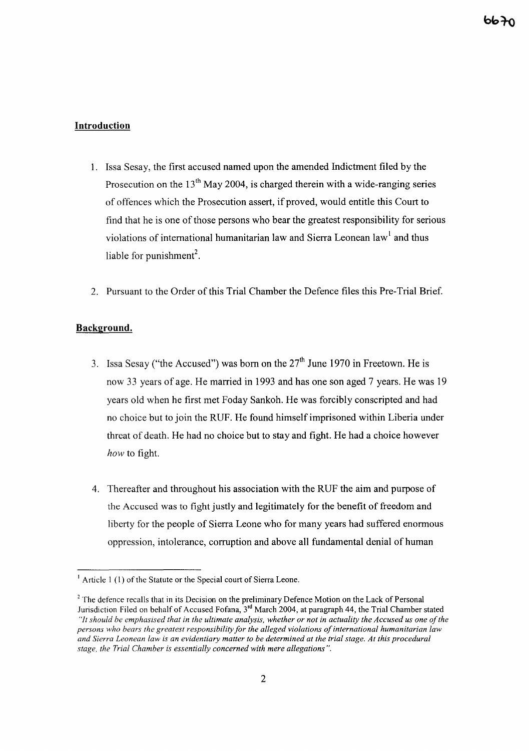**Introduction**

1. Issa Sesay, the first accused named upon the amended Indictment filed by the Prosecution on the 13th May 2004, is charged therein with a wide-ranging series of offences which the Prosecution assert, if proved, would entitle this Court to find that he is one of those persons who bear the greatest responsibility for serious violations of international humanitarian law and Sierra Leonean law[1] and thus liable for punishment[2].

2. Pursuant to the Order of this Trial Chamber the Defence files this Pre-Trial Brief.

**Background.**

3. Issa Sesay ("the Accused") was born on the 27th June 1970 in Freetown. He is now 33 years of age. He married in 1993 and has one son aged 7 years. He was 19 years old when he first met Foday Sankoh. He was forcibly conscripted and had no choice but to join the RUF. He found himself imprisoned within Liberia under threat of death. He had no choice but to stay and fight. He had a choice however *how* to fight.

4. Thereafter and throughout his association with the RUF the aim and purpose of the Accused was to fight justly and legitimately for the benefit of freedom and liberty for the people of Sierra Leone who for many years had suffered enormous oppression, intolerance, corruption and above all fundamental denial of human

---

[1] Article 1 (1) of the Statute or the Special court of Sierra Leone.

[2] The defence recalls that in its Decision on the preliminary Defence Motion on the Lack of Personal Jurisdiction Filed on behalf of Accused Fofana, 3rd March 2004, at paragraph 44, the Trial Chamber stated *"It should be emphasised that in the ultimate analysis, whether or not in actuality the Accused us one of the persons who bears the greatest responsibility for the alleged violations of international humanitarian law and Sierra Leonean law is an evidentiary matter to be determined at the trial stage. At this procedural stage, the Trial Chamber is essentially concerned with mere allegations".*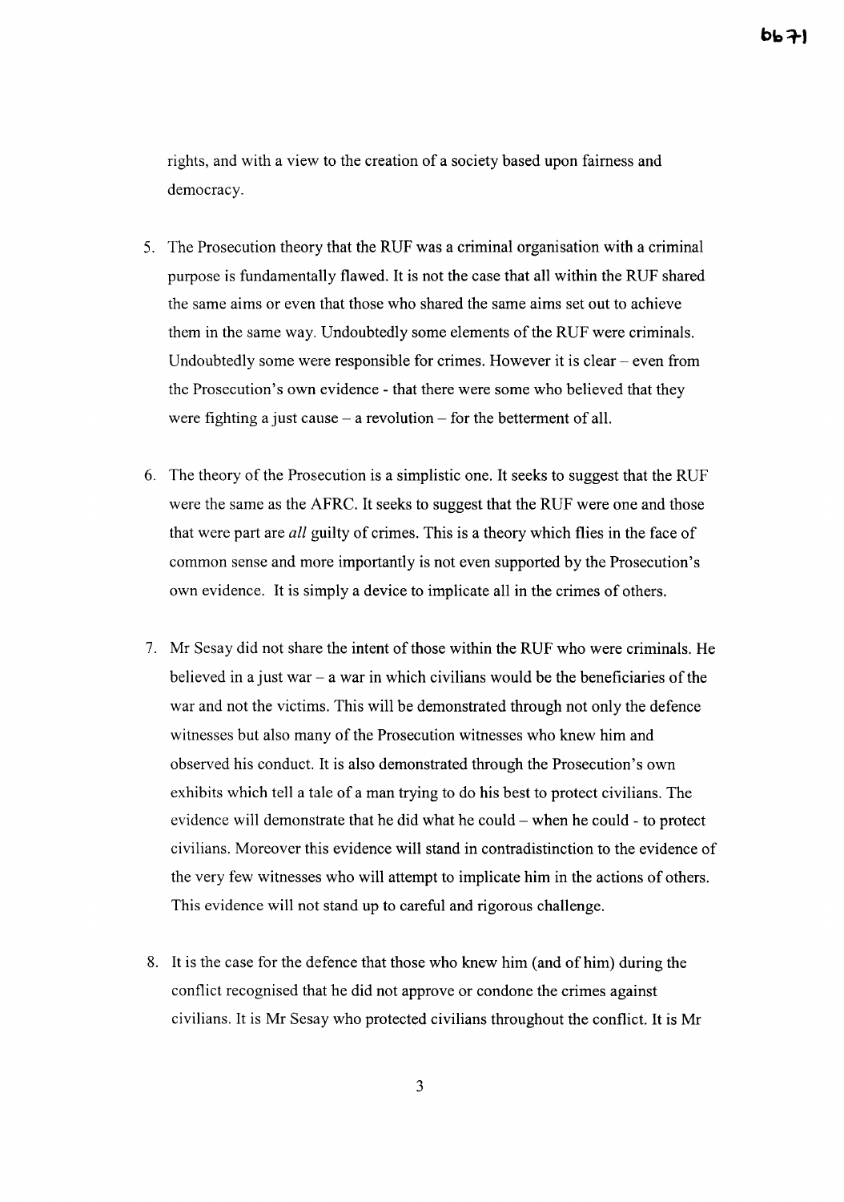rights, and with a view to the creation of a society based upon fairness and democracy.

5. The Prosecution theory that the RUF was a criminal organisation with a criminal purpose is fundamentally flawed. It is not the case that all within the RUF shared the same aims or even that those who shared the same aims set out to achieve them in the same way. Undoubtedly some elements of the RUF were criminals. Undoubtedly some were responsible for crimes. However it is clear – even from the Prosecution's own evidence - that there were some who believed that they were fighting a just cause – a revolution – for the betterment of all.

6. The theory of the Prosecution is a simplistic one. It seeks to suggest that the RUF were the same as the AFRC. It seeks to suggest that the RUF were one and those that were part are *all* guilty of crimes. This is a theory which flies in the face of common sense and more importantly is not even supported by the Prosecution's own evidence. It is simply a device to implicate all in the crimes of others.

7. Mr Sesay did not share the intent of those within the RUF who were criminals. He believed in a just war – a war in which civilians would be the beneficiaries of the war and not the victims. This will be demonstrated through not only the defence witnesses but also many of the Prosecution witnesses who knew him and observed his conduct. It is also demonstrated through the Prosecution's own exhibits which tell a tale of a man trying to do his best to protect civilians. The evidence will demonstrate that he did what he could – when he could - to protect civilians. Moreover this evidence will stand in contradistinction to the evidence of the very few witnesses who will attempt to implicate him in the actions of others. This evidence will not stand up to careful and rigorous challenge.

8. It is the case for the defence that those who knew him (and of him) during the conflict recognised that he did not approve or condone the crimes against civilians. It is Mr Sesay who protected civilians throughout the conflict. It is Mr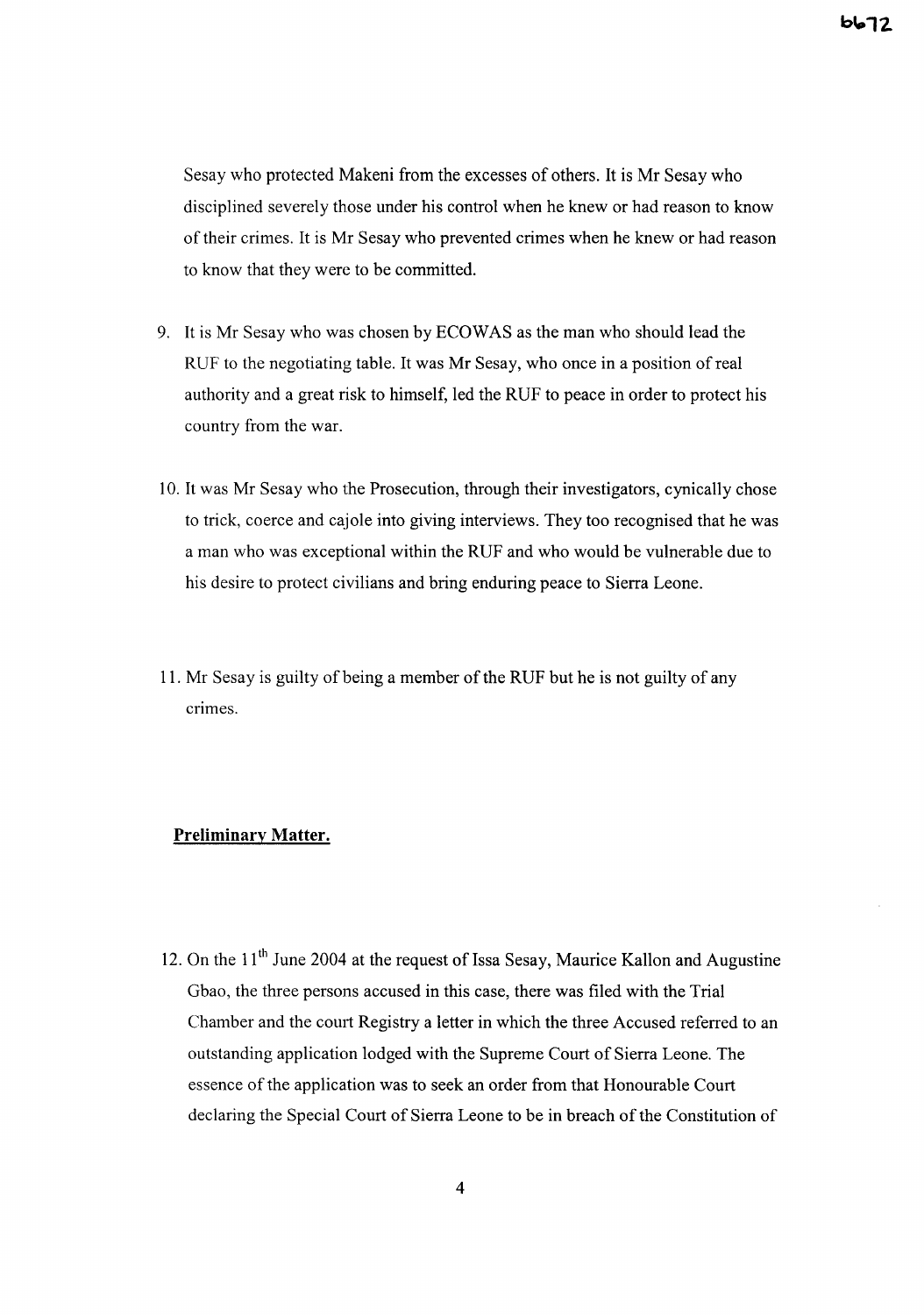Sesay who protected Makeni from the excesses of others. It is Mr Sesay who disciplined severely those under his control when he knew or had reason to know of their crimes. It is Mr Sesay who prevented crimes when he knew or had reason to know that they were to be committed.

9. It is Mr Sesay who was chosen by ECOWAS as the man who should lead the RUF to the negotiating table. It was Mr Sesay, who once in a position of real authority and a great risk to himself, led the RUF to peace in order to protect his country from the war.

10. It was Mr Sesay who the Prosecution, through their investigators, cynically chose to trick, coerce and cajole into giving interviews. They too recognised that he was a man who was exceptional within the RUF and who would be vulnerable due to his desire to protect civilians and bring enduring peace to Sierra Leone.

11. Mr Sesay is guilty of being a member of the RUF but he is not guilty of any crimes.

**Preliminary Matter.**

12. On the 11th June 2004 at the request of Issa Sesay, Maurice Kallon and Augustine Gbao, the three persons accused in this case, there was filed with the Trial Chamber and the court Registry a letter in which the three Accused referred to an outstanding application lodged with the Supreme Court of Sierra Leone. The essence of the application was to seek an order from that Honourable Court declaring the Special Court of Sierra Leone to be in breach of the Constitution of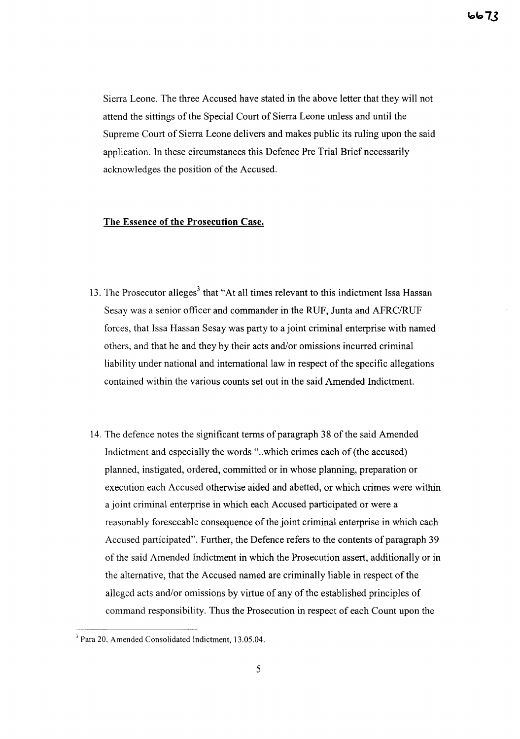Sierra Leone. The three Accused have stated in the above letter that they will not attend the sittings of the Special Court of Sierra Leone unless and until the Supreme Court of Sierra Leone delivers and makes public its ruling upon the said application. In these circumstances this Defence Pre Trial Brief necessarily acknowledges the position of the Accused.

**The Essence of the Prosecution Case.**

13. The Prosecutor alleges[3] that "At all times relevant to this indictment Issa Hassan Sesay was a senior officer and commander in the RUF, Junta and AFRC/RUF forces, that Issa Hassan Sesay was party to a joint criminal enterprise with named others, and that he and they by their acts and/or omissions incurred criminal liability under national and international law in respect of the specific allegations contained within the various counts set out in the said Amended Indictment.

14. The defence notes the significant terms of paragraph 38 of the said Amended Indictment and especially the words "..which crimes each of (the accused) planned, instigated, ordered, committed or in whose planning, preparation or execution each Accused otherwise aided and abetted, or which crimes were within a joint criminal enterprise in which each Accused participated or were a reasonably foreseeable consequence of the joint criminal enterprise in which each Accused participated". Further, the Defence refers to the contents of paragraph 39 of the said Amended Indictment in which the Prosecution assert, additionally or in the alternative, that the Accused named are criminally liable in respect of the alleged acts and/or omissions by virtue of any of the established principles of command responsibility. Thus the Prosecution in respect of each Count upon the

[3] Para 20, Amended Consolidated Indictment, 13.05.04.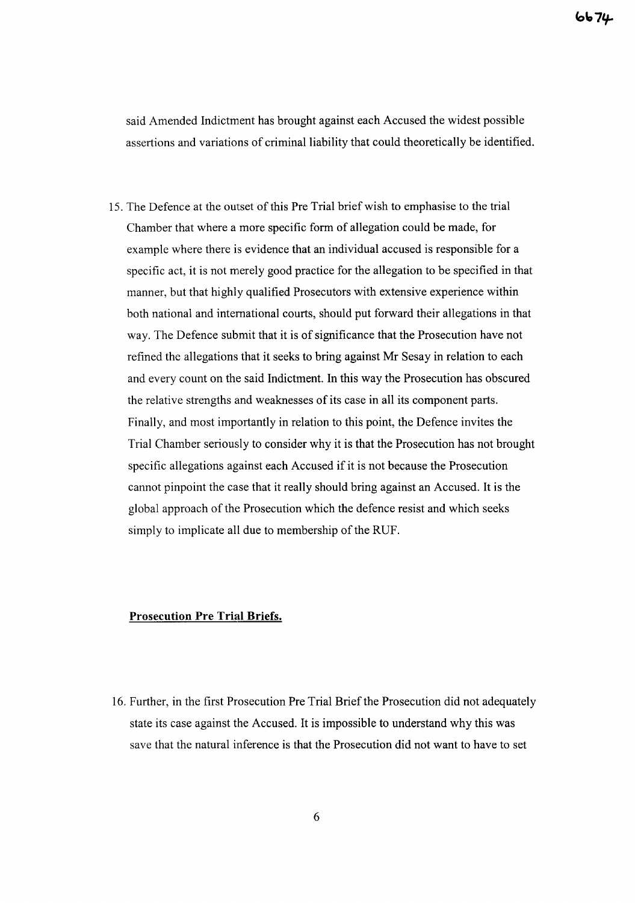said Amended Indictment has brought against each Accused the widest possible assertions and variations of criminal liability that could theoretically be identified.

15. The Defence at the outset of this Pre Trial brief wish to emphasise to the trial Chamber that where a more specific form of allegation could be made, for example where there is evidence that an individual accused is responsible for a specific act, it is not merely good practice for the allegation to be specified in that manner, but that highly qualified Prosecutors with extensive experience within both national and international courts, should put forward their allegations in that way. The Defence submit that it is of significance that the Prosecution have not refined the allegations that it seeks to bring against Mr Sesay in relation to each and every count on the said Indictment. In this way the Prosecution has obscured the relative strengths and weaknesses of its case in all its component parts. Finally, and most importantly in relation to this point, the Defence invites the Trial Chamber seriously to consider why it is that the Prosecution has not brought specific allegations against each Accused if it is not because the Prosecution cannot pinpoint the case that it really should bring against an Accused. It is the global approach of the Prosecution which the defence resist and which seeks simply to implicate all due to membership of the RUF.

**Prosecution Pre Trial Briefs.**

16. Further, in the first Prosecution Pre Trial Brief the Prosecution did not adequately state its case against the Accused. It is impossible to understand why this was save that the natural inference is that the Prosecution did not want to have to set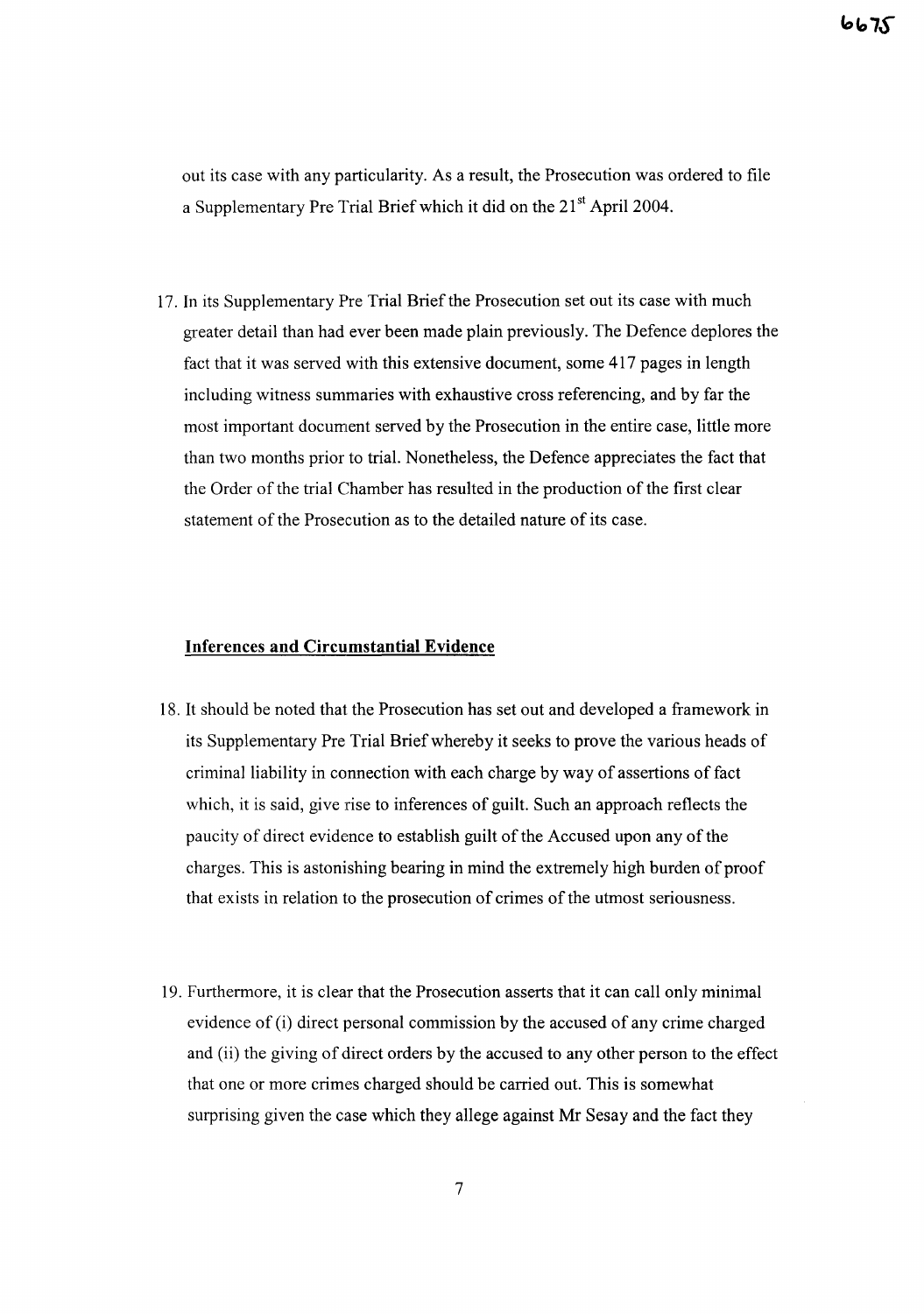out its case with any particularity. As a result, the Prosecution was ordered to file a Supplementary Pre Trial Brief which it did on the 21st April 2004.

17. In its Supplementary Pre Trial Brief the Prosecution set out its case with much greater detail than had ever been made plain previously. The Defence deplores the fact that it was served with this extensive document, some 417 pages in length including witness summaries with exhaustive cross referencing, and by far the most important document served by the Prosecution in the entire case, little more than two months prior to trial. Nonetheless, the Defence appreciates the fact that the Order of the trial Chamber has resulted in the production of the first clear statement of the Prosecution as to the detailed nature of its case.

**Inferences and Circumstantial Evidence**

18. It should be noted that the Prosecution has set out and developed a framework in its Supplementary Pre Trial Brief whereby it seeks to prove the various heads of criminal liability in connection with each charge by way of assertions of fact which, it is said, give rise to inferences of guilt. Such an approach reflects the paucity of direct evidence to establish guilt of the Accused upon any of the charges. This is astonishing bearing in mind the extremely high burden of proof that exists in relation to the prosecution of crimes of the utmost seriousness.

19. Furthermore, it is clear that the Prosecution asserts that it can call only minimal evidence of (i) direct personal commission by the accused of any crime charged and (ii) the giving of direct orders by the accused to any other person to the effect that one or more crimes charged should be carried out. This is somewhat surprising given the case which they allege against Mr Sesay and the fact they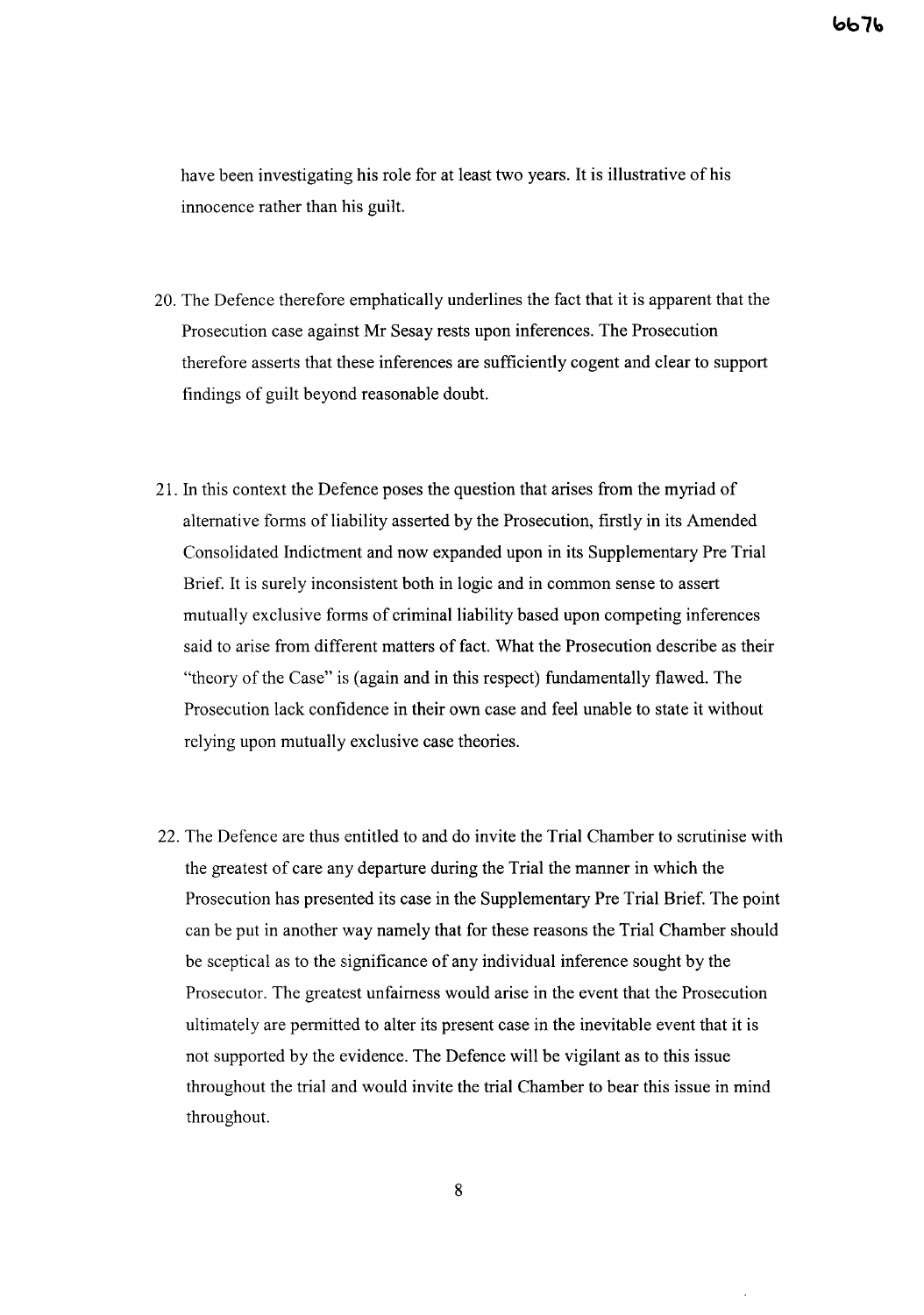have been investigating his role for at least two years. It is illustrative of his innocence rather than his guilt.

20. The Defence therefore emphatically underlines the fact that it is apparent that the Prosecution case against Mr Sesay rests upon inferences. The Prosecution therefore asserts that these inferences are sufficiently cogent and clear to support findings of guilt beyond reasonable doubt.

21. In this context the Defence poses the question that arises from the myriad of alternative forms of liability asserted by the Prosecution, firstly in its Amended Consolidated Indictment and now expanded upon in its Supplementary Pre Trial Brief. It is surely inconsistent both in logic and in common sense to assert mutually exclusive forms of criminal liability based upon competing inferences said to arise from different matters of fact. What the Prosecution describe as their "theory of the Case" is (again and in this respect) fundamentally flawed. The Prosecution lack confidence in their own case and feel unable to state it without relying upon mutually exclusive case theories.

22. The Defence are thus entitled to and do invite the Trial Chamber to scrutinise with the greatest of care any departure during the Trial the manner in which the Prosecution has presented its case in the Supplementary Pre Trial Brief. The point can be put in another way namely that for these reasons the Trial Chamber should be sceptical as to the significance of any individual inference sought by the Prosecutor. The greatest unfairness would arise in the event that the Prosecution ultimately are permitted to alter its present case in the inevitable event that it is not supported by the evidence. The Defence will be vigilant as to this issue throughout the trial and would invite the trial Chamber to bear this issue in mind throughout.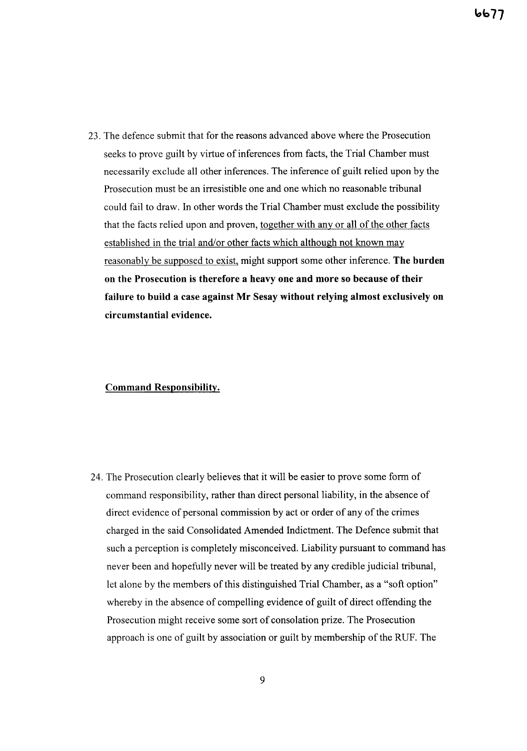23. The defence submit that for the reasons advanced above where the Prosecution seeks to prove guilt by virtue of inferences from facts, the Trial Chamber must necessarily exclude all other inferences. The inference of guilt relied upon by the Prosecution must be an irresistible one and one which no reasonable tribunal could fail to draw. In other words the Trial Chamber must exclude the possibility that the facts relied upon and proven, <u>together with any or all of the other facts established in the trial and/or other facts which although not known may reasonably be supposed to exist,</u> might support some other inference. **The burden on the Prosecution is therefore a heavy one and more so because of their failure to build a case against Mr Sesay without relying almost exclusively on circumstantial evidence.**

**<u>Command Responsibility.</u>**

24. The Prosecution clearly believes that it will be easier to prove some form of command responsibility, rather than direct personal liability, in the absence of direct evidence of personal commission by act or order of any of the crimes charged in the said Consolidated Amended Indictment. The Defence submit that such a perception is completely misconceived. Liability pursuant to command has never been and hopefully never will be treated by any credible judicial tribunal, let alone by the members of this distinguished Trial Chamber, as a "soft option" whereby in the absence of compelling evidence of guilt of direct offending the Prosecution might receive some sort of consolation prize. The Prosecution approach is one of guilt by association or guilt by membership of the RUF. The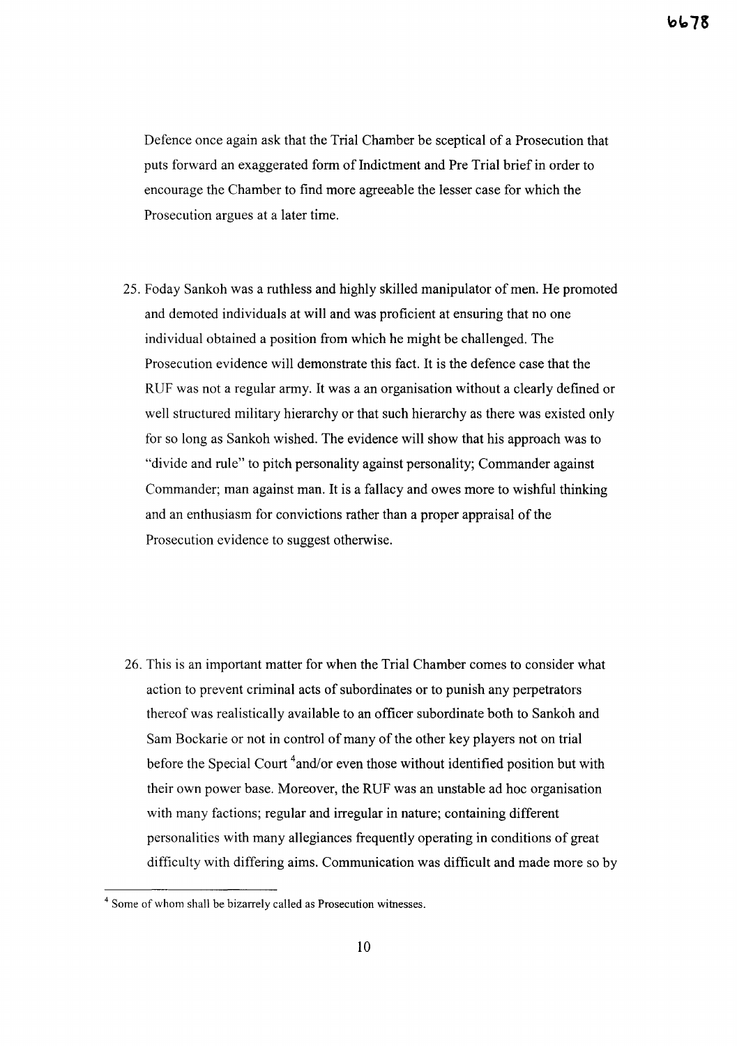Defence once again ask that the Trial Chamber be sceptical of a Prosecution that puts forward an exaggerated form of Indictment and Pre Trial brief in order to encourage the Chamber to find more agreeable the lesser case for which the Prosecution argues at a later time.

25. Foday Sankoh was a ruthless and highly skilled manipulator of men. He promoted and demoted individuals at will and was proficient at ensuring that no one individual obtained a position from which he might be challenged. The Prosecution evidence will demonstrate this fact. It is the defence case that the RUF was not a regular army. It was a an organisation without a clearly defined or well structured military hierarchy or that such hierarchy as there was existed only for so long as Sankoh wished. The evidence will show that his approach was to "divide and rule" to pitch personality against personality; Commander against Commander; man against man. It is a fallacy and owes more to wishful thinking and an enthusiasm for convictions rather than a proper appraisal of the Prosecution evidence to suggest otherwise.

26. This is an important matter for when the Trial Chamber comes to consider what action to prevent criminal acts of subordinates or to punish any perpetrators thereof was realistically available to an officer subordinate both to Sankoh and Sam Bockarie or not in control of many of the other key players not on trial before the Special Court [4]and/or even those without identified position but with their own power base. Moreover, the RUF was an unstable ad hoc organisation with many factions; regular and irregular in nature; containing different personalities with many allegiances frequently operating in conditions of great difficulty with differing aims. Communication was difficult and made more so by

[4] Some of whom shall be bizarrely called as Prosecution witnesses.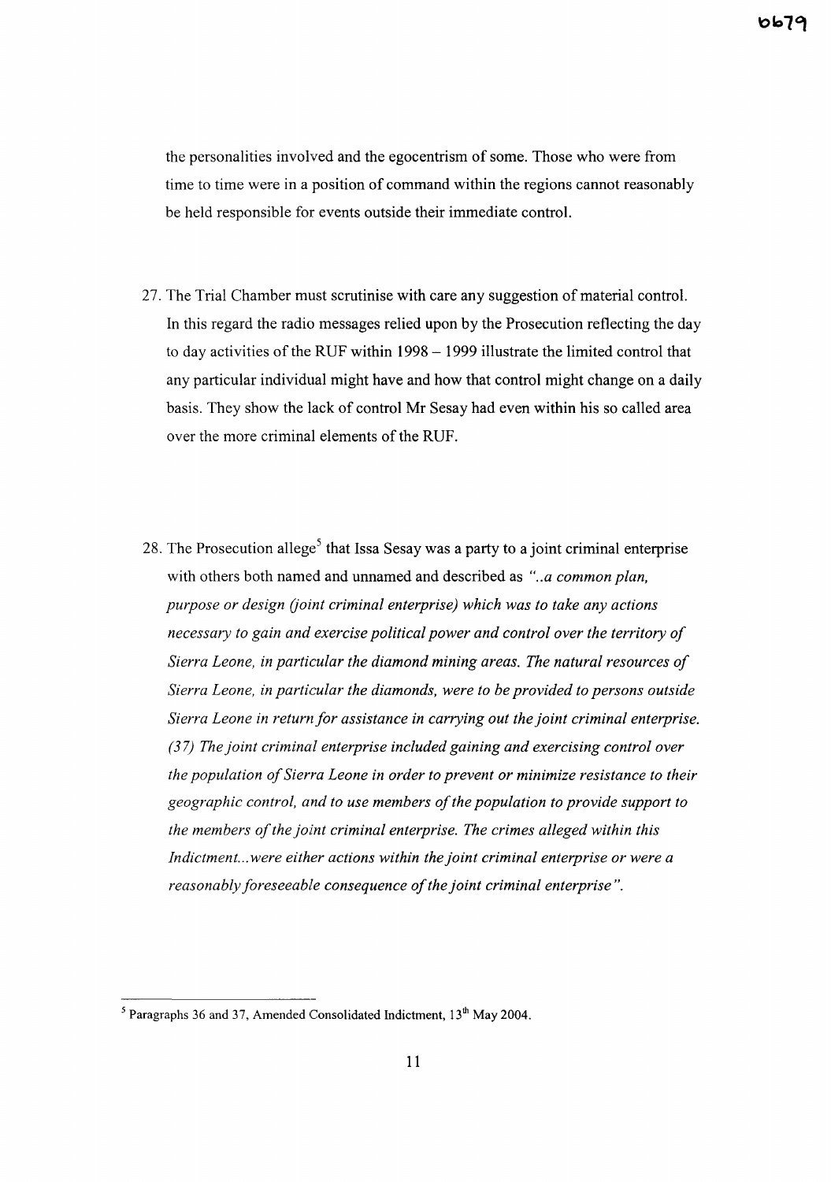the personalities involved and the egocentrism of some. Those who were from time to time were in a position of command within the regions cannot reasonably be held responsible for events outside their immediate control.

27. The Trial Chamber must scrutinise with care any suggestion of material control. In this regard the radio messages relied upon by the Prosecution reflecting the day to day activities of the RUF within 1998 – 1999 illustrate the limited control that any particular individual might have and how that control might change on a daily basis. They show the lack of control Mr Sesay had even within his so called area over the more criminal elements of the RUF.

28. The Prosecution allege[5] that Issa Sesay was a party to a joint criminal enterprise with others both named and unnamed and described as *"..a common plan, purpose or design (joint criminal enterprise) which was to take any actions necessary to gain and exercise political power and control over the territory of Sierra Leone, in particular the diamond mining areas. The natural resources of Sierra Leone, in particular the diamonds, were to be provided to persons outside Sierra Leone in return for assistance in carrying out the joint criminal enterprise. (37) The joint criminal enterprise included gaining and exercising control over the population of Sierra Leone in order to prevent or minimize resistance to their geographic control, and to use members of the population to provide support to the members of the joint criminal enterprise. The crimes alleged within this Indictment...were either actions within the joint criminal enterprise or were a reasonably foreseeable consequence of the joint criminal enterprise".*

---

[5] Paragraphs 36 and 37, Amended Consolidated Indictment, 13th May 2004.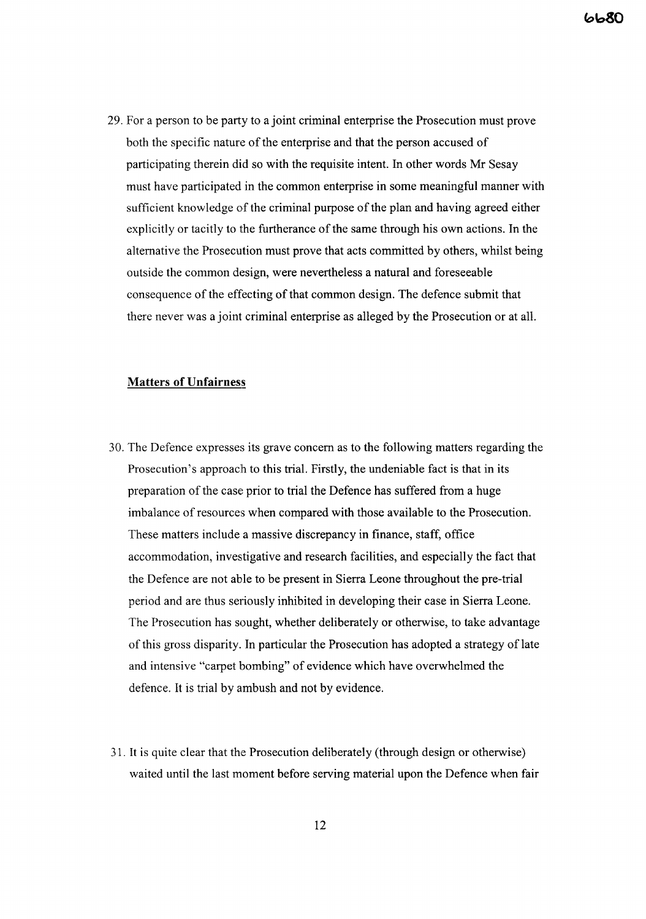29. For a person to be party to a joint criminal enterprise the Prosecution must prove both the specific nature of the enterprise and that the person accused of participating therein did so with the requisite intent. In other words Mr Sesay must have participated in the common enterprise in some meaningful manner with sufficient knowledge of the criminal purpose of the plan and having agreed either explicitly or tacitly to the furtherance of the same through his own actions. In the alternative the Prosecution must prove that acts committed by others, whilst being outside the common design, were nevertheless a natural and foreseeable consequence of the effecting of that common design. The defence submit that there never was a joint criminal enterprise as alleged by the Prosecution or at all.

## Matters of Unfairness

30. The Defence expresses its grave concern as to the following matters regarding the Prosecution's approach to this trial. Firstly, the undeniable fact is that in its preparation of the case prior to trial the Defence has suffered from a huge imbalance of resources when compared with those available to the Prosecution. These matters include a massive discrepancy in finance, staff, office accommodation, investigative and research facilities, and especially the fact that the Defence are not able to be present in Sierra Leone throughout the pre-trial period and are thus seriously inhibited in developing their case in Sierra Leone. The Prosecution has sought, whether deliberately or otherwise, to take advantage of this gross disparity. In particular the Prosecution has adopted a strategy of late and intensive "carpet bombing" of evidence which have overwhelmed the defence. It is trial by ambush and not by evidence.

31. It is quite clear that the Prosecution deliberately (through design or otherwise) waited until the last moment before serving material upon the Defence when fair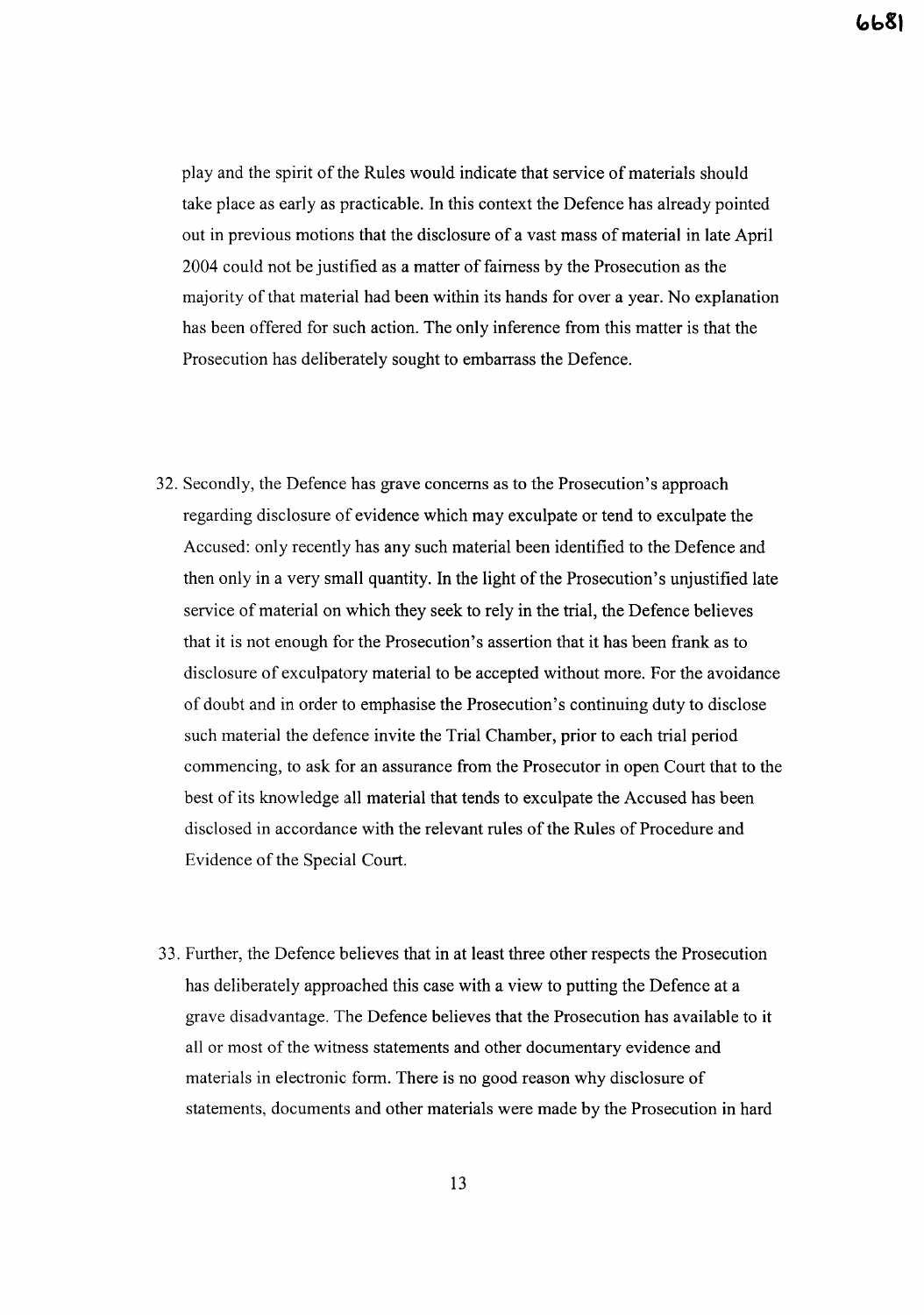play and the spirit of the Rules would indicate that service of materials should take place as early as practicable. In this context the Defence has already pointed out in previous motions that the disclosure of a vast mass of material in late April 2004 could not be justified as a matter of fairness by the Prosecution as the majority of that material had been within its hands for over a year. No explanation has been offered for such action. The only inference from this matter is that the Prosecution has deliberately sought to embarrass the Defence.

32. Secondly, the Defence has grave concerns as to the Prosecution's approach regarding disclosure of evidence which may exculpate or tend to exculpate the Accused: only recently has any such material been identified to the Defence and then only in a very small quantity. In the light of the Prosecution's unjustified late service of material on which they seek to rely in the trial, the Defence believes that it is not enough for the Prosecution's assertion that it has been frank as to disclosure of exculpatory material to be accepted without more. For the avoidance of doubt and in order to emphasise the Prosecution's continuing duty to disclose such material the defence invite the Trial Chamber, prior to each trial period commencing, to ask for an assurance from the Prosecutor in open Court that to the best of its knowledge all material that tends to exculpate the Accused has been disclosed in accordance with the relevant rules of the Rules of Procedure and Evidence of the Special Court.

33. Further, the Defence believes that in at least three other respects the Prosecution has deliberately approached this case with a view to putting the Defence at a grave disadvantage. The Defence believes that the Prosecution has available to it all or most of the witness statements and other documentary evidence and materials in electronic form. There is no good reason why disclosure of statements, documents and other materials were made by the Prosecution in hard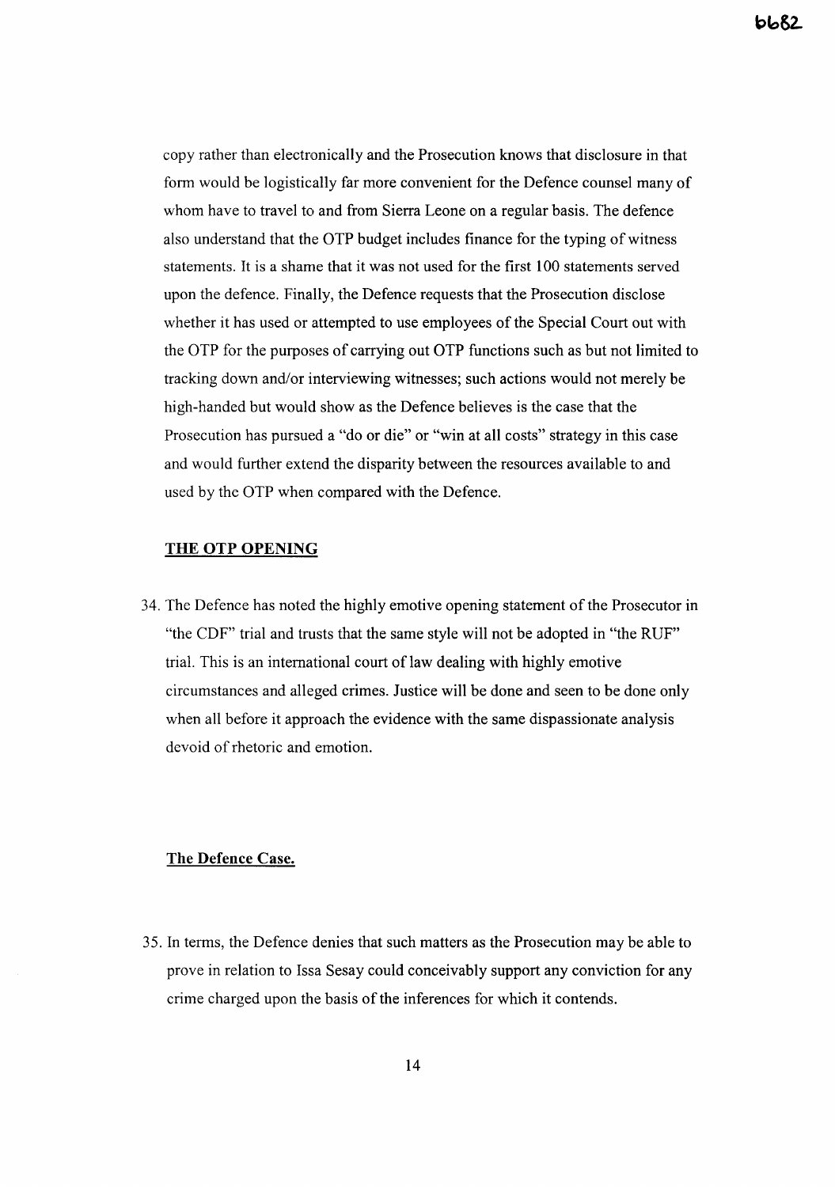copy rather than electronically and the Prosecution knows that disclosure in that form would be logistically far more convenient for the Defence counsel many of whom have to travel to and from Sierra Leone on a regular basis. The defence also understand that the OTP budget includes finance for the typing of witness statements. It is a shame that it was not used for the first 100 statements served upon the defence. Finally, the Defence requests that the Prosecution disclose whether it has used or attempted to use employees of the Special Court out with the OTP for the purposes of carrying out OTP functions such as but not limited to tracking down and/or interviewing witnesses; such actions would not merely be high-handed but would show as the Defence believes is the case that the Prosecution has pursued a "do or die" or "win at all costs" strategy in this case and would further extend the disparity between the resources available to and used by the OTP when compared with the Defence.

## THE OTP OPENING

34. The Defence has noted the highly emotive opening statement of the Prosecutor in "the CDF" trial and trusts that the same style will not be adopted in "the RUF" trial. This is an international court of law dealing with highly emotive circumstances and alleged crimes. Justice will be done and seen to be done only when all before it approach the evidence with the same dispassionate analysis devoid of rhetoric and emotion.

## The Defence Case.

35. In terms, the Defence denies that such matters as the Prosecution may be able to prove in relation to Issa Sesay could conceivably support any conviction for any crime charged upon the basis of the inferences for which it contends.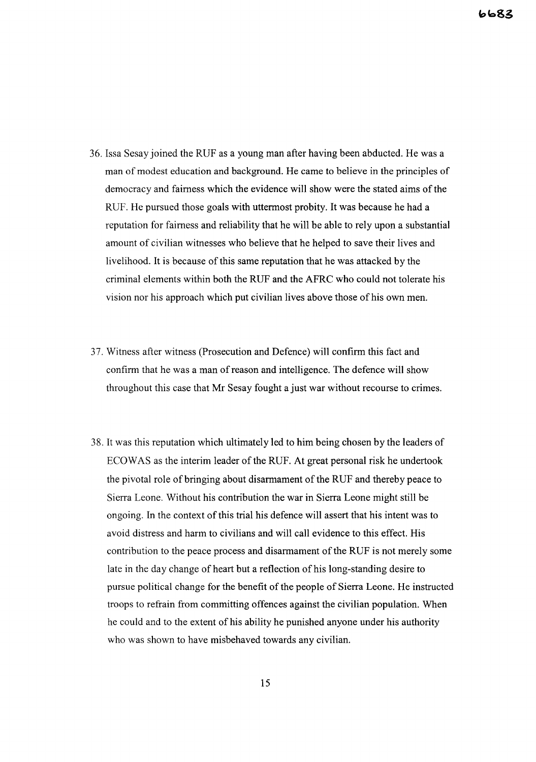36. Issa Sesay joined the RUF as a young man after having been abducted. He was a man of modest education and background. He came to believe in the principles of democracy and fairness which the evidence will show were the stated aims of the RUF. He pursued those goals with uttermost probity. It was because he had a reputation for fairness and reliability that he will be able to rely upon a substantial amount of civilian witnesses who believe that he helped to save their lives and livelihood. It is because of this same reputation that he was attacked by the criminal elements within both the RUF and the AFRC who could not tolerate his vision nor his approach which put civilian lives above those of his own men.

37. Witness after witness (Prosecution and Defence) will confirm this fact and confirm that he was a man of reason and intelligence. The defence will show throughout this case that Mr Sesay fought a just war without recourse to crimes.

38. It was this reputation which ultimately led to him being chosen by the leaders of ECOWAS as the interim leader of the RUF. At great personal risk he undertook the pivotal role of bringing about disarmament of the RUF and thereby peace to Sierra Leone. Without his contribution the war in Sierra Leone might still be ongoing. In the context of this trial his defence will assert that his intent was to avoid distress and harm to civilians and will call evidence to this effect. His contribution to the peace process and disarmament of the RUF is not merely some late in the day change of heart but a reflection of his long-standing desire to pursue political change for the benefit of the people of Sierra Leone. He instructed troops to refrain from committing offences against the civilian population. When he could and to the extent of his ability he punished anyone under his authority who was shown to have misbehaved towards any civilian.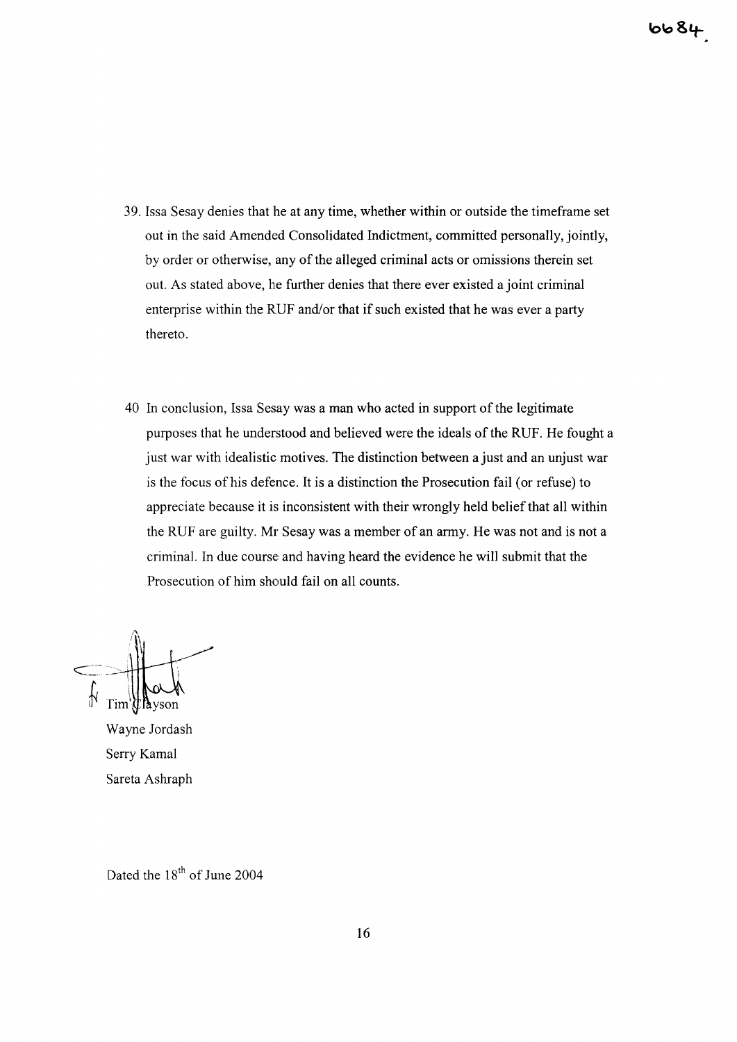39. Issa Sesay denies that he at any time, whether within or outside the timeframe set out in the said Amended Consolidated Indictment, committed personally, jointly, by order or otherwise, any of the alleged criminal acts or omissions therein set out. As stated above, he further denies that there ever existed a joint criminal enterprise within the RUF and/or that if such existed that he was ever a party thereto.

40 In conclusion, Issa Sesay was a man who acted in support of the legitimate purposes that he understood and believed were the ideals of the RUF. He fought a just war with idealistic motives. The distinction between a just and an unjust war is the focus of his defence. It is a distinction the Prosecution fail (or refuse) to appreciate because it is inconsistent with their wrongly held belief that all within the RUF are guilty. Mr Sesay was a member of an army. He was not and is not a criminal. In due course and having heard the evidence he will submit that the Prosecution of him should fail on all counts.

Tim Clayson
Wayne Jordash
Serry Kamal
Sareta Ashraph

Dated the 18th of June 2004